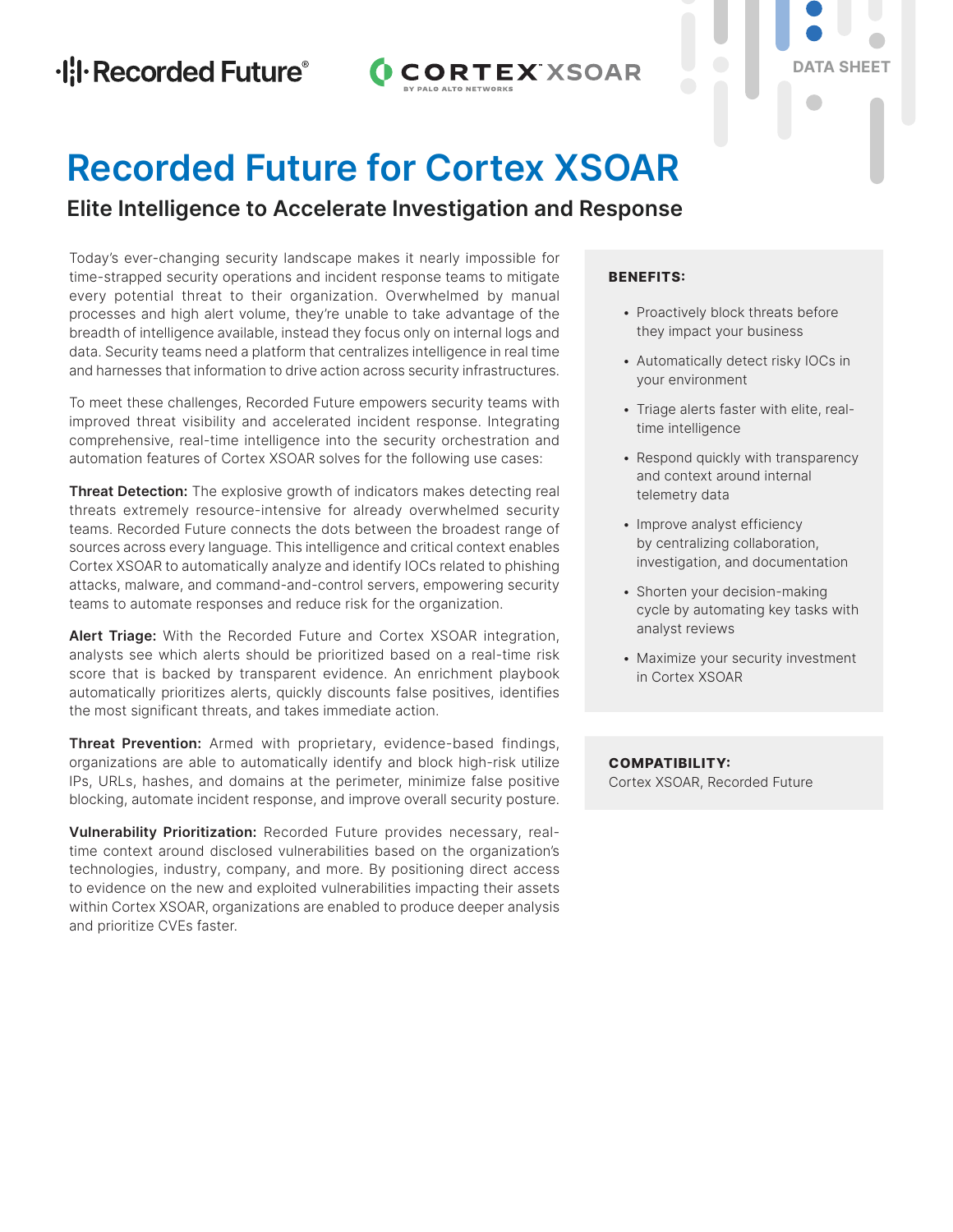DATA SHEET

# Recorded Future for Cortex XSOAR

## Elite Intelligence to Accelerate Investigation and Response

Today's ever-changing security landscape makes it nearly impossible for time-strapped security operations and incident response teams to mitigate every potential threat to their organization. Overwhelmed by manual processes and high alert volume, they're unable to take advantage of the breadth of intelligence available, instead they focus only on internal logs and data. Security teams need a platform that centralizes intelligence in real time and harnesses that information to drive action across security infrastructures.

To meet these challenges, Recorded Future empowers security teams with improved threat visibility and accelerated incident response. Integrating comprehensive, real-time intelligence into the security orchestration and automation features of Cortex XSOAR solves for the following use cases:

**Threat Detection:** The explosive growth of indicators makes detecting real threats extremely resource-intensive for already overwhelmed security teams. Recorded Future connects the dots between the broadest range of sources across every language. This intelligence and critical context enables Cortex XSOAR to automatically analyze and identify IOCs related to phishing attacks, malware, and command-and-control servers, empowering security teams to automate responses and reduce risk for the organization.

**Alert Triage:** With the Recorded Future and Cortex XSOAR integration, analysts see which alerts should be prioritized based on a real-time risk score that is backed by transparent evidence. An enrichment playbook automatically prioritizes alerts, quickly discounts false positives, identifies the most significant threats, and takes immediate action.

**Threat Prevention:** Armed with proprietary, evidence-based findings, organizations are able to automatically identify and block high-risk utilize IPs, URLs, hashes, and domains at the perimeter, minimize false positive blocking, automate incident response, and improve overall security posture.

**Vulnerability Prioritization:** Recorded Future provides necessary, real-time context around disclosed vulnerabilities based on the organization's technologies, industry, company, and more. By positioning direct access to evidence on the new and exploited vulnerabilities impacting their assets within Cortex XSOAR, organizations are enabled to produce deeper analysis and prioritize CVEs faster.

**BENEFITS:**

- Proactively block threats before they impact your business
- Automatically detect risky IOCs in your environment
- Triage alerts faster with elite, real-time intelligence
- Respond quickly with transparency and context around internal telemetry data
- Improve analyst efficiency by centralizing collaboration, investigation, and documentation
- Shorten your decision-making cycle by automating key tasks with analyst reviews
- Maximize your security investment in Cortex XSOAR

**COMPATIBILITY:**
Cortex XSOAR, Recorded Future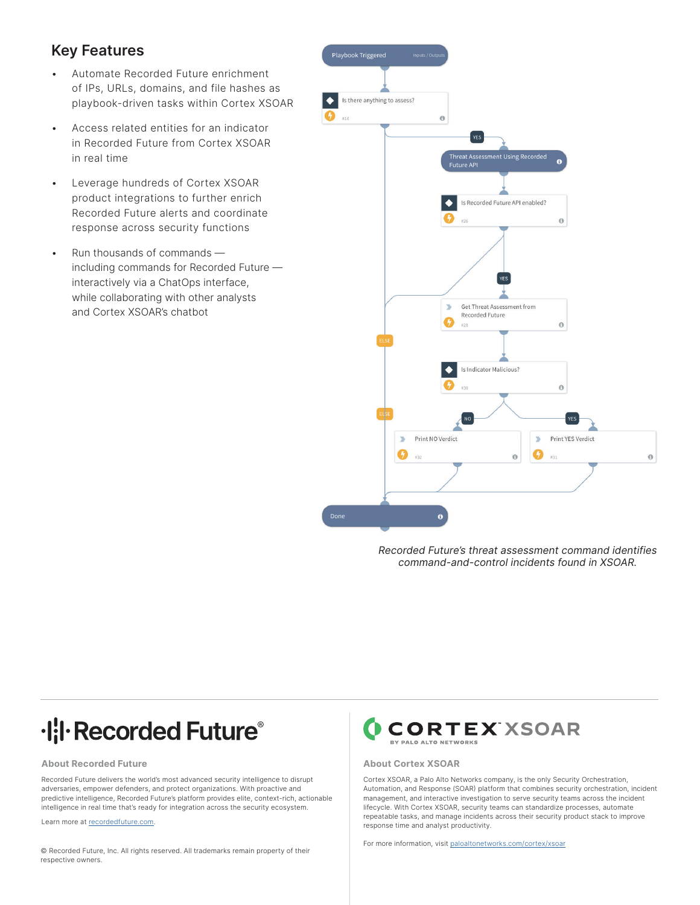## Key Features

- Automate Recorded Future enrichment of IPs, URLs, domains, and file hashes as playbook-driven tasks within Cortex XSOAR
- Access related entities for an indicator in Recorded Future from Cortex XSOAR in real time
- Leverage hundreds of Cortex XSOAR product integrations to further enrich Recorded Future alerts and coordinate response across security functions
- Run thousands of commands — including commands for Recorded Future — interactively via a ChatOps interface, while collaborating with other analysts and Cortex XSOAR's chatbot

Playbook Triggered
Inputs / Outputs
Is there anything to assess?
#16
YES
Threat Assessment Using Recorded Future API
Is Recorded Future API enabled?
#26
YES
Get Threat Assessment from Recorded Future
#28
ELSE
Is Indicator Malicious?
#30
ELSE
NO
YES
Print NO Verdict
#32
Print YES Verdict
#31
Done

*Recorded Future's threat assessment command identifies command-and-control incidents found in XSOAR.*

Recorded Future®

### About Recorded Future

Recorded Future delivers the world's most advanced security intelligence to disrupt adversaries, empower defenders, and protect organizations. With proactive and predictive intelligence, Recorded Future's platform provides elite, context-rich, actionable intelligence in real time that's ready for integration across the security ecosystem.

Learn more at [recordedfuture.com](https://recordedfuture.com).

© Recorded Future, Inc. All rights reserved. All trademarks remain property of their respective owners.

CORTEX XSOAR
BY PALO ALTO NETWORKS

### About Cortex XSOAR

Cortex XSOAR, a Palo Alto Networks company, is the only Security Orchestration, Automation, and Response (SOAR) platform that combines security orchestration, incident management, and interactive investigation to serve security teams across the incident lifecycle. With Cortex XSOAR, security teams can standardize processes, automate repeatable tasks, and manage incidents across their security product stack to improve response time and analyst productivity.

For more information, visit [paloaltonetworks.com/cortex/xsoar](https://paloaltonetworks.com/cortex/xsoar)